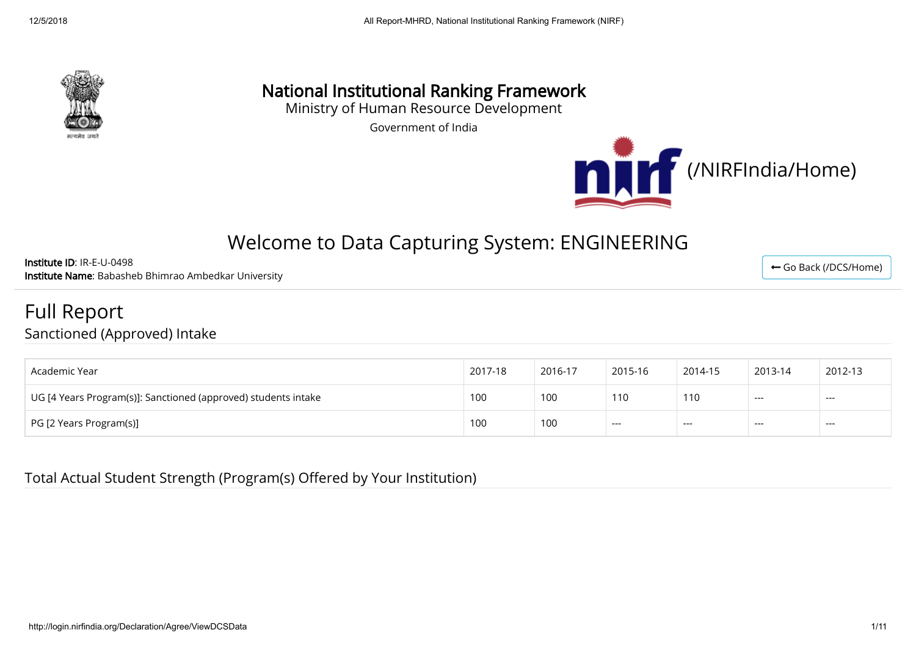# National Institutional Ranking Framework

Ministry of Human Resource Development

Government of India

(/NIRFIndia/Home)

## Welcome to Data Capturing System: ENGINEERING

**Institute ID**: IR-E-U-0498
**Institute Name**: Babasheb Bhimrao Ambedkar University

← Go Back (/DCS/Home)

# Full Report

## Sanctioned (Approved) Intake

| Academic Year | 2017-18 | 2016-17 | 2015-16 | 2014-15 | 2013-14 | 2012-13 |
|---|---|---|---|---|---|---|
| UG [4 Years Program(s)]: Sanctioned (approved) students intake | 100 | 100 | 110 | 110 | --- | --- |
| PG [2 Years Program(s)] | 100 | 100 | --- | --- | --- | --- |

## Total Actual Student Strength (Program(s) Offered by Your Institution)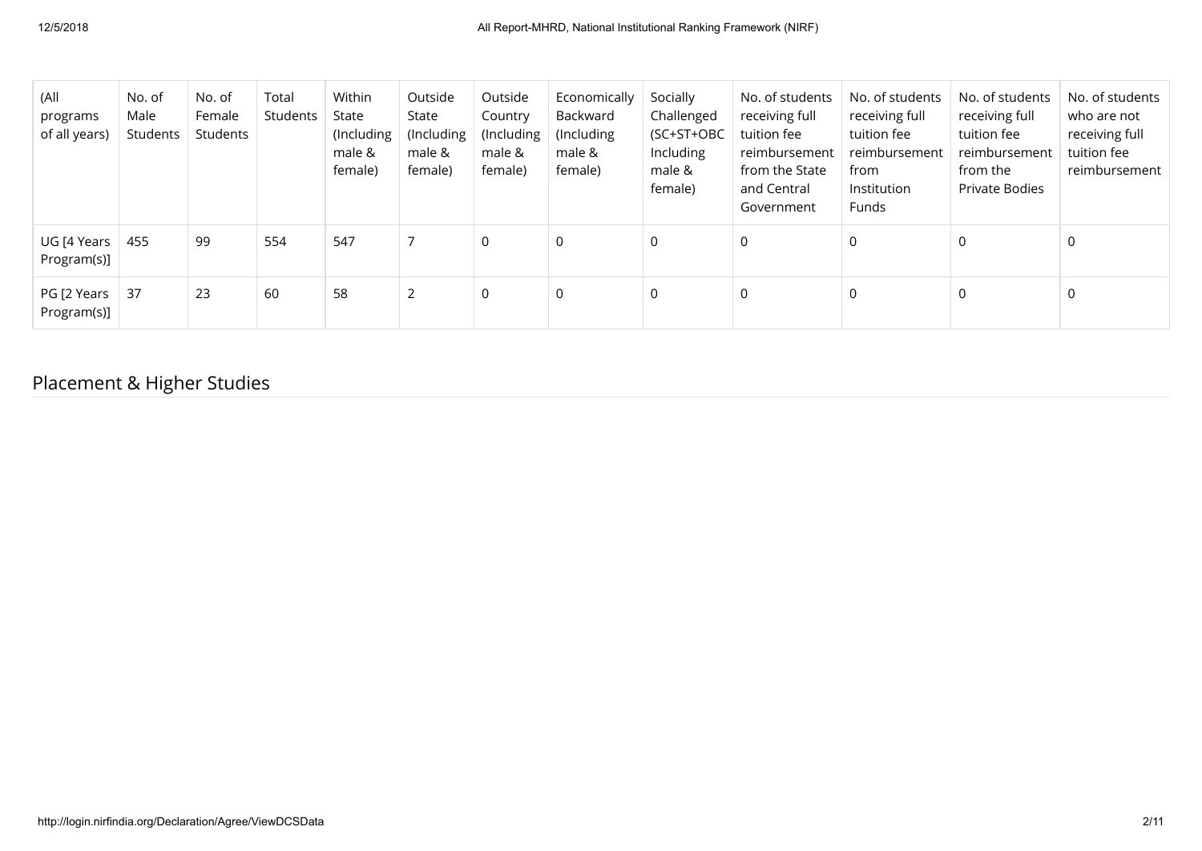| (All programs of all years) | No. of Male Students | No. of Female Students | Total Students | Within State (Including male & female) | Outside State (Including male & female) | Outside Country (Including male & female) | Economically Backward (Including male & female) | Socially Challenged (SC+ST+OBC Including male & female) | No. of students receiving full tuition fee reimbursement from the State and Central Government | No. of students receiving full tuition fee reimbursement from Institution Funds | No. of students receiving full tuition fee reimbursement from the Private Bodies | No. of students who are not receiving full tuition fee reimbursement |
|---|---|---|---|---|---|---|---|---|---|---|---|---|
| UG [4 Years Program(s)] | 455 | 99 | 554 | 547 | 7 | 0 | 0 | 0 | 0 | 0 | 0 | 0 |
| PG [2 Years Program(s)] | 37 | 23 | 60 | 58 | 2 | 0 | 0 | 0 | 0 | 0 | 0 | 0 |

## Placement & Higher Studies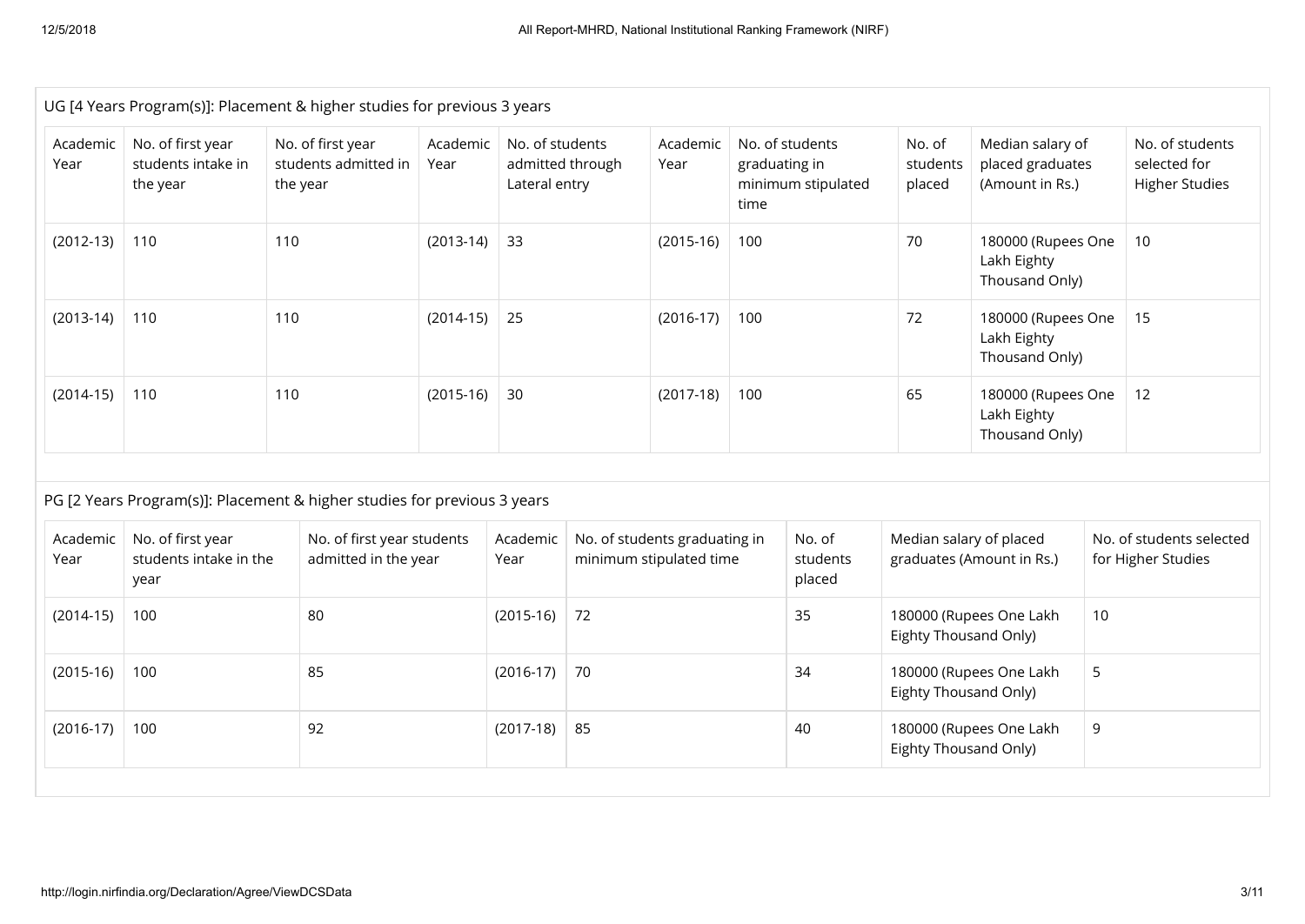UG [4 Years Program(s)]: Placement & higher studies for previous 3 years

| Academic Year | No. of first year students intake in the year | No. of first year students admitted in the year | Academic Year | No. of students admitted through Lateral entry | Academic Year | No. of students graduating in minimum stipulated time | No. of students placed | Median salary of placed graduates (Amount in Rs.) | No. of students selected for Higher Studies |
|---|---|---|---|---|---|---|---|---|---|
| (2012-13) | 110 | 110 | (2013-14) | 33 | (2015-16) | 100 | 70 | 180000 (Rupees One Lakh Eighty Thousand Only) | 10 |
| (2013-14) | 110 | 110 | (2014-15) | 25 | (2016-17) | 100 | 72 | 180000 (Rupees One Lakh Eighty Thousand Only) | 15 |
| (2014-15) | 110 | 110 | (2015-16) | 30 | (2017-18) | 100 | 65 | 180000 (Rupees One Lakh Eighty Thousand Only) | 12 |

PG [2 Years Program(s)]: Placement & higher studies for previous 3 years

| Academic Year | No. of first year students intake in the year | No. of first year students admitted in the year | Academic Year | No. of students graduating in minimum stipulated time | No. of students placed | Median salary of placed graduates (Amount in Rs.) | No. of students selected for Higher Studies |
|---|---|---|---|---|---|---|---|
| (2014-15) | 100 | 80 | (2015-16) | 72 | 35 | 180000 (Rupees One Lakh Eighty Thousand Only) | 10 |
| (2015-16) | 100 | 85 | (2016-17) | 70 | 34 | 180000 (Rupees One Lakh Eighty Thousand Only) | 5 |
| (2016-17) | 100 | 92 | (2017-18) | 85 | 40 | 180000 (Rupees One Lakh Eighty Thousand Only) | 9 |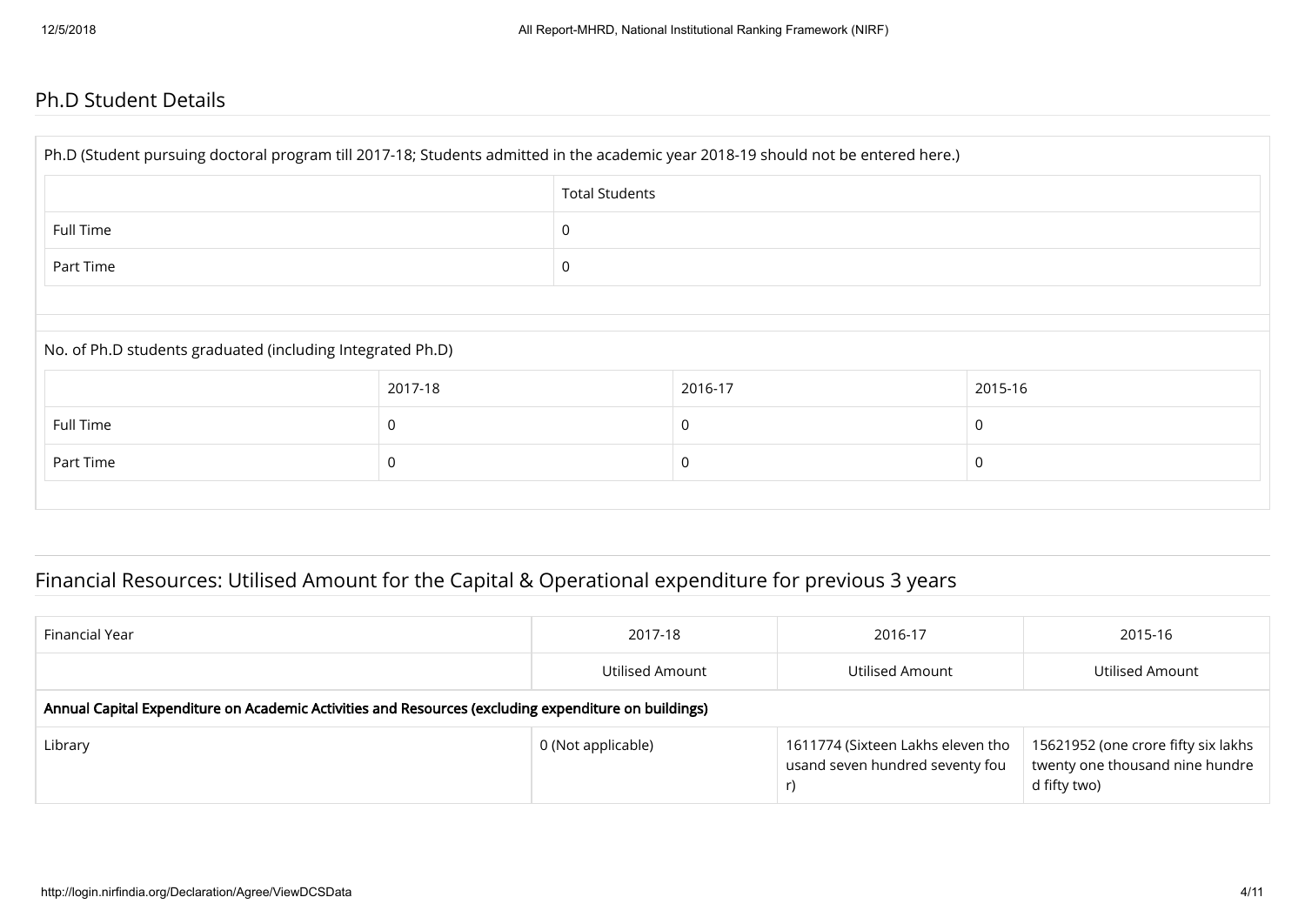## Ph.D Student Details

Ph.D (Student pursuing doctoral program till 2017-18; Students admitted in the academic year 2018-19 should not be entered here.)

| | Total Students |
|---|---|
| Full Time | 0 |
| Part Time | 0 |

No. of Ph.D students graduated (including Integrated Ph.D)

| | 2017-18 | 2016-17 | 2015-16 |
|---|---|---|---|
| Full Time | 0 | 0 | 0 |
| Part Time | 0 | 0 | 0 |

## Financial Resources: Utilised Amount for the Capital & Operational expenditure for previous 3 years

| Financial Year | 2017-18 | 2016-17 | 2015-16 |
|---|---|---|---|
| | Utilised Amount | Utilised Amount | Utilised Amount |
| **Annual Capital Expenditure on Academic Activities and Resources (excluding expenditure on buildings)** | | | |
| Library | 0 (Not applicable) | 1611774 (Sixteen Lakhs eleven thousand seven hundred seventy four) | 15621952 (one crore fifty six lakhs twenty one thousand nine hundred fifty two) |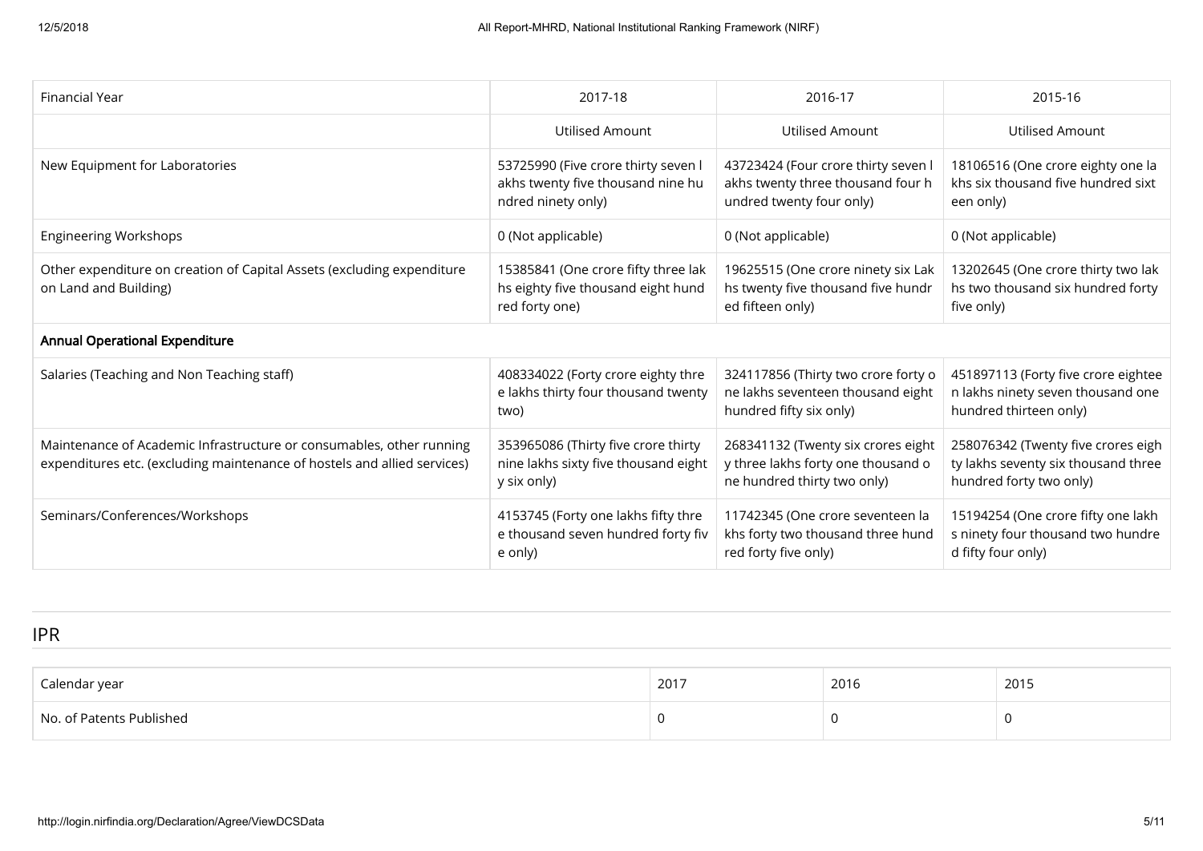| Financial Year | 2017-18 | 2016-17 | 2015-16 |
|---|---|---|---|
| | Utilised Amount | Utilised Amount | Utilised Amount |
| New Equipment for Laboratories | 53725990 (Five crore thirty seven lakhs twenty five thousand nine hundred ninety only) | 43723424 (Four crore thirty seven lakhs twenty three thousand four hundred twenty four only) | 18106516 (One crore eighty one lakhs six thousand five hundred sixteen only) |
| Engineering Workshops | 0 (Not applicable) | 0 (Not applicable) | 0 (Not applicable) |
| Other expenditure on creation of Capital Assets (excluding expenditure on Land and Building) | 15385841 (One crore fifty three lakhs eighty five thousand eight hundred forty one) | 19625515 (One crore ninety six Lakhs twenty five thousand five hundred fifteen only) | 13202645 (One crore thirty two lakhs two thousand six hundred forty five only) |
| **Annual Operational Expenditure** | | | |
| Salaries (Teaching and Non Teaching staff) | 408334022 (Forty crore eighty three lakhs thirty four thousand twenty two) | 324117856 (Thirty two crore forty one lakhs seventeen thousand eight hundred fifty six only) | 451897113 (Forty five crore eighteen lakhs ninety seven thousand one hundred thirteen only) |
| Maintenance of Academic Infrastructure or consumables, other running expenditures etc. (excluding maintenance of hostels and allied services) | 353965086 (Thirty five crore thirty nine lakhs sixty five thousand eighty six only) | 268341132 (Twenty six crores eighty three lakhs forty one thousand one hundred thirty two only) | 258076342 (Twenty five crores eighty lakhs seventy six thousand three hundred forty two only) |
| Seminars/Conferences/Workshops | 4153745 (Forty one lakhs fifty three thousand seven hundred forty five only) | 11742345 (One crore seventeen lakhs forty two thousand three hundred forty five only) | 15194254 (One crore fifty one lakhs ninety four thousand two hundred fifty four only) |

## IPR

| Calendar year | 2017 | 2016 | 2015 |
|---|---|---|---|
| No. of Patents Published | 0 | 0 | 0 |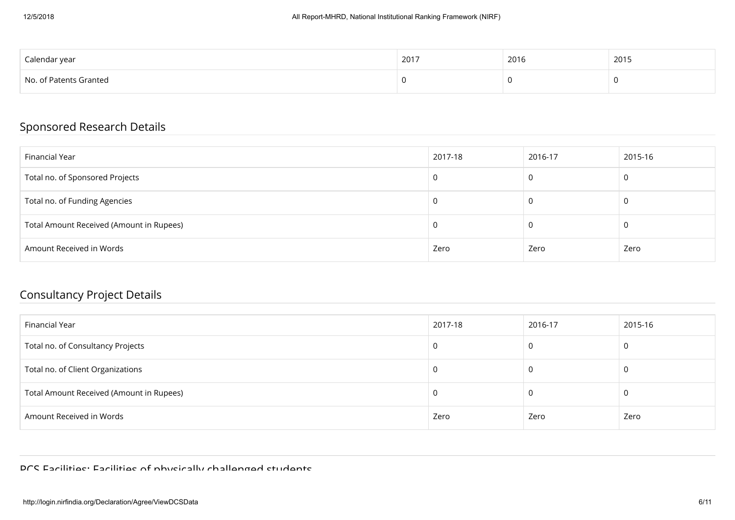| Calendar year | 2017 | 2016 | 2015 |
| --- | --- | --- | --- |
| No. of Patents Granted | 0 | 0 | 0 |

## Sponsored Research Details

| Financial Year | 2017-18 | 2016-17 | 2015-16 |
| --- | --- | --- | --- |
| Total no. of Sponsored Projects | 0 | 0 | 0 |
| Total no. of Funding Agencies | 0 | 0 | 0 |
| Total Amount Received (Amount in Rupees) | 0 | 0 | 0 |
| Amount Received in Words | Zero | Zero | Zero |

## Consultancy Project Details

| Financial Year | 2017-18 | 2016-17 | 2015-16 |
| --- | --- | --- | --- |
| Total no. of Consultancy Projects | 0 | 0 | 0 |
| Total no. of Client Organizations | 0 | 0 | 0 |
| Total Amount Received (Amount in Rupees) | 0 | 0 | 0 |
| Amount Received in Words | Zero | Zero | Zero |

## PCS Facilities: Facilities of physically challenged students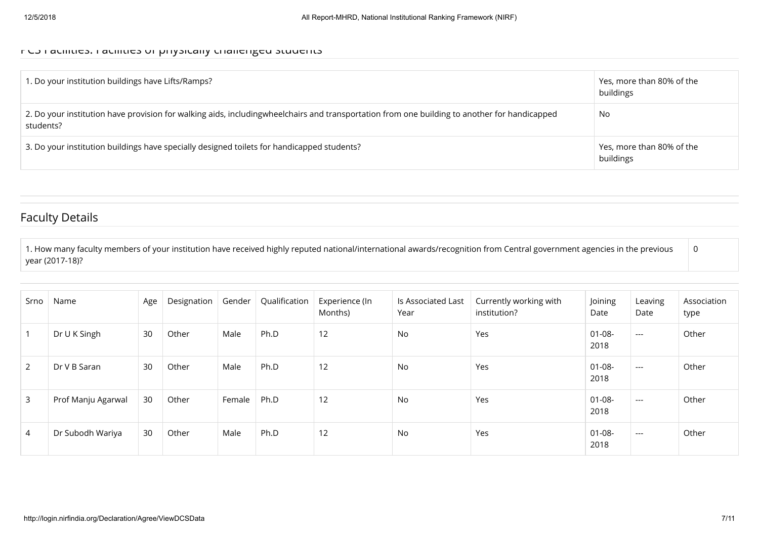PCS Facilities: Facilities of physically challenged students

| | |
|---|---|
| 1. Do your institution buildings have Lifts/Ramps? | Yes, more than 80% of the buildings |
| 2. Do your institution have provision for walking aids, includingwheelchairs and transportation from one building to another for handicapped students? | No |
| 3. Do your institution buildings have specially designed toilets for handicapped students? | Yes, more than 80% of the buildings |

## Faculty Details

| | |
|---|---|
| 1. How many faculty members of your institution have received highly reputed national/international awards/recognition from Central government agencies in the previous year (2017-18)? | 0 |

| Srno | Name | Age | Designation | Gender | Qualification | Experience (In Months) | Is Associated Last Year | Currently working with institution? | Joining Date | Leaving Date | Association type |
|---|---|---|---|---|---|---|---|---|---|---|---|
| 1 | Dr U K Singh | 30 | Other | Male | Ph.D | 12 | No | Yes | 01-08-2018 | --- | Other |
| 2 | Dr V B Saran | 30 | Other | Male | Ph.D | 12 | No | Yes | 01-08-2018 | --- | Other |
| 3 | Prof Manju Agarwal | 30 | Other | Female | Ph.D | 12 | No | Yes | 01-08-2018 | --- | Other |
| 4 | Dr Subodh Wariya | 30 | Other | Male | Ph.D | 12 | No | Yes | 01-08-2018 | --- | Other |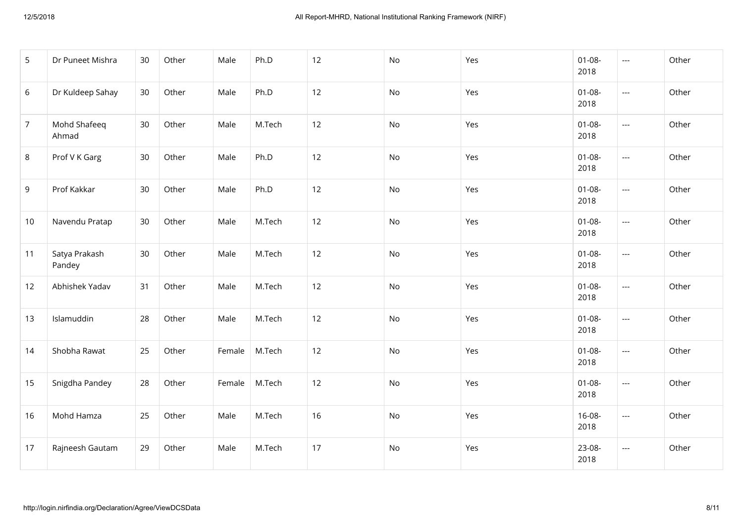| | | | | | | | | | | | |
|---|---|---|---|---|---|---|---|---|---|---|---|
| 5 | Dr Puneet Mishra | 30 | Other | Male | Ph.D | 12 | No | Yes | 01-08-2018 | --- | Other |
| 6 | Dr Kuldeep Sahay | 30 | Other | Male | Ph.D | 12 | No | Yes | 01-08-2018 | --- | Other |
| 7 | Mohd Shafeeq Ahmad | 30 | Other | Male | M.Tech | 12 | No | Yes | 01-08-2018 | --- | Other |
| 8 | Prof V K Garg | 30 | Other | Male | Ph.D | 12 | No | Yes | 01-08-2018 | --- | Other |
| 9 | Prof Kakkar | 30 | Other | Male | Ph.D | 12 | No | Yes | 01-08-2018 | --- | Other |
| 10 | Navendu Pratap | 30 | Other | Male | M.Tech | 12 | No | Yes | 01-08-2018 | --- | Other |
| 11 | Satya Prakash Pandey | 30 | Other | Male | M.Tech | 12 | No | Yes | 01-08-2018 | --- | Other |
| 12 | Abhishek Yadav | 31 | Other | Male | M.Tech | 12 | No | Yes | 01-08-2018 | --- | Other |
| 13 | Islamuddin | 28 | Other | Male | M.Tech | 12 | No | Yes | 01-08-2018 | --- | Other |
| 14 | Shobha Rawat | 25 | Other | Female | M.Tech | 12 | No | Yes | 01-08-2018 | --- | Other |
| 15 | Snigdha Pandey | 28 | Other | Female | M.Tech | 12 | No | Yes | 01-08-2018 | --- | Other |
| 16 | Mohd Hamza | 25 | Other | Male | M.Tech | 16 | No | Yes | 16-08-2018 | --- | Other |
| 17 | Rajneesh Gautam | 29 | Other | Male | M.Tech | 17 | No | Yes | 23-08-2018 | --- | Other |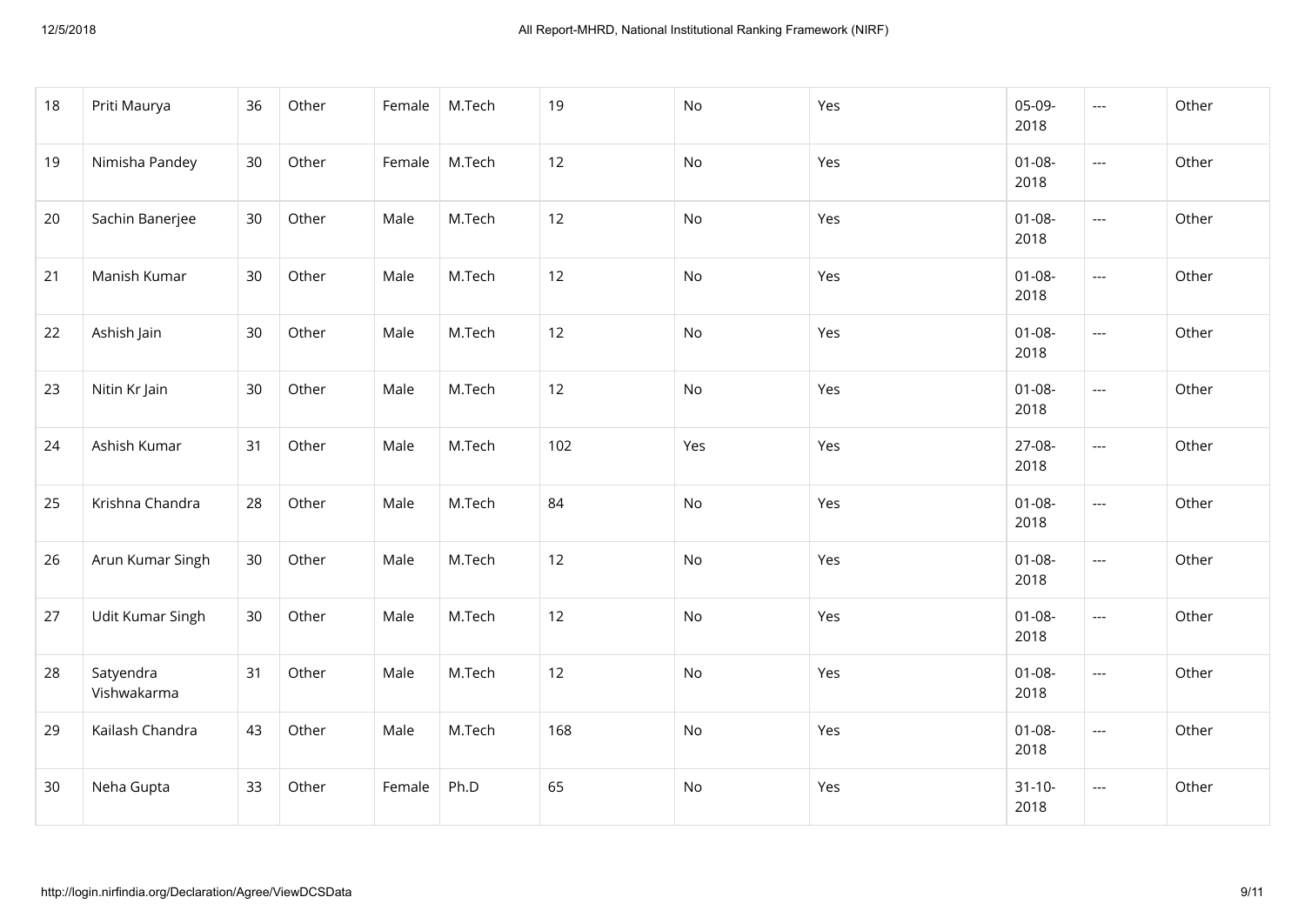| | | | | | | | | | | | |
|---|---|---|---|---|---|---|---|---|---|---|---|
| 18 | Priti Maurya | 36 | Other | Female | M.Tech | 19 | No | Yes | 05-09-2018 | --- | Other |
| 19 | Nimisha Pandey | 30 | Other | Female | M.Tech | 12 | No | Yes | 01-08-2018 | --- | Other |
| 20 | Sachin Banerjee | 30 | Other | Male | M.Tech | 12 | No | Yes | 01-08-2018 | --- | Other |
| 21 | Manish Kumar | 30 | Other | Male | M.Tech | 12 | No | Yes | 01-08-2018 | --- | Other |
| 22 | Ashish Jain | 30 | Other | Male | M.Tech | 12 | No | Yes | 01-08-2018 | --- | Other |
| 23 | Nitin Kr Jain | 30 | Other | Male | M.Tech | 12 | No | Yes | 01-08-2018 | --- | Other |
| 24 | Ashish Kumar | 31 | Other | Male | M.Tech | 102 | Yes | Yes | 27-08-2018 | --- | Other |
| 25 | Krishna Chandra | 28 | Other | Male | M.Tech | 84 | No | Yes | 01-08-2018 | --- | Other |
| 26 | Arun Kumar Singh | 30 | Other | Male | M.Tech | 12 | No | Yes | 01-08-2018 | --- | Other |
| 27 | Udit Kumar Singh | 30 | Other | Male | M.Tech | 12 | No | Yes | 01-08-2018 | --- | Other |
| 28 | Satyendra Vishwakarma | 31 | Other | Male | M.Tech | 12 | No | Yes | 01-08-2018 | --- | Other |
| 29 | Kailash Chandra | 43 | Other | Male | M.Tech | 168 | No | Yes | 01-08-2018 | --- | Other |
| 30 | Neha Gupta | 33 | Other | Female | Ph.D | 65 | No | Yes | 31-10-2018 | --- | Other |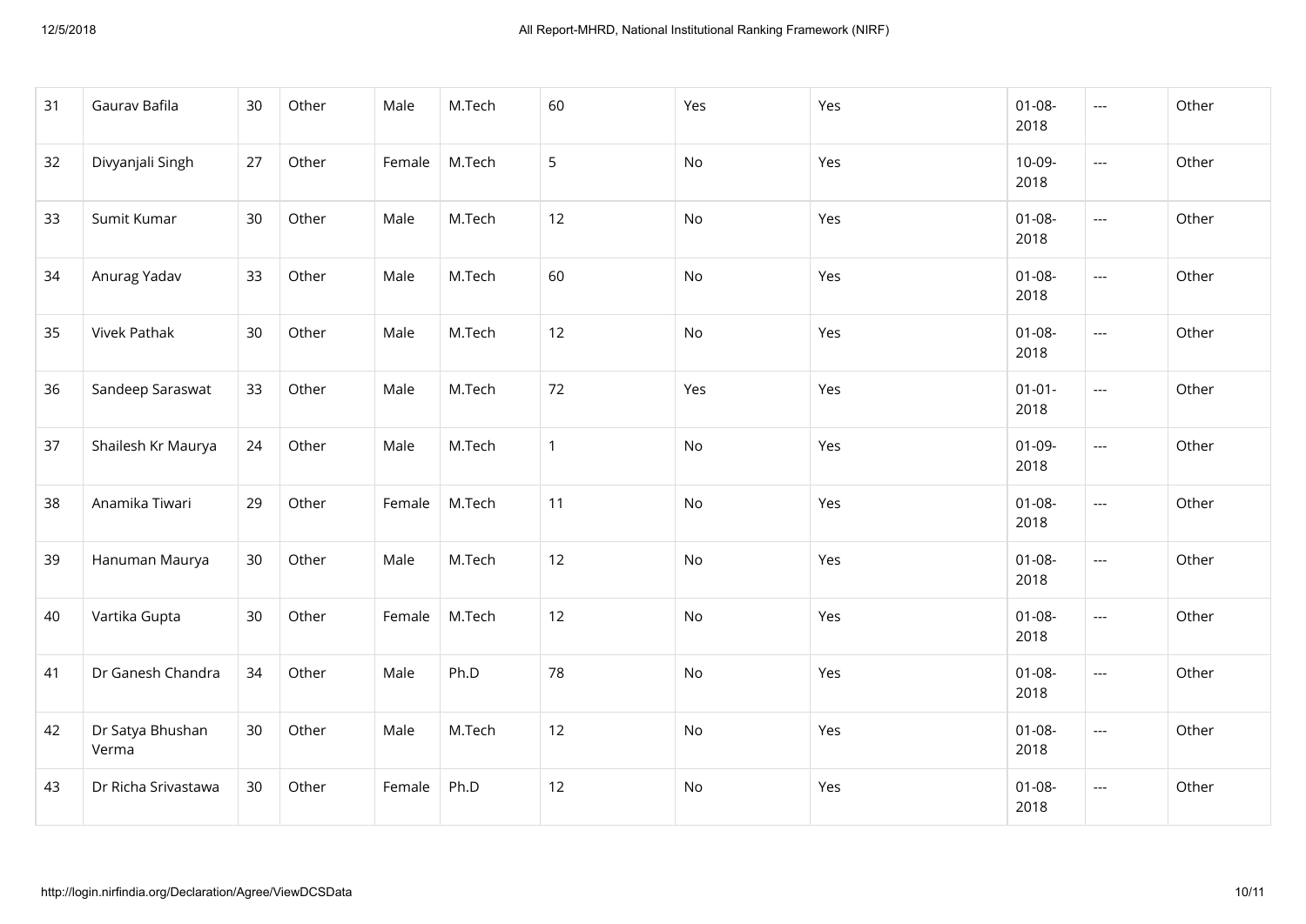| | | | | | | | | | | | |
|---|---|---|---|---|---|---|---|---|---|---|---|
| 31 | Gaurav Bafila | 30 | Other | Male | M.Tech | 60 | Yes | Yes | 01-08-2018 | --- | Other |
| 32 | Divyanjali Singh | 27 | Other | Female | M.Tech | 5 | No | Yes | 10-09-2018 | --- | Other |
| 33 | Sumit Kumar | 30 | Other | Male | M.Tech | 12 | No | Yes | 01-08-2018 | --- | Other |
| 34 | Anurag Yadav | 33 | Other | Male | M.Tech | 60 | No | Yes | 01-08-2018 | --- | Other |
| 35 | Vivek Pathak | 30 | Other | Male | M.Tech | 12 | No | Yes | 01-08-2018 | --- | Other |
| 36 | Sandeep Saraswat | 33 | Other | Male | M.Tech | 72 | Yes | Yes | 01-01-2018 | --- | Other |
| 37 | Shailesh Kr Maurya | 24 | Other | Male | M.Tech | 1 | No | Yes | 01-09-2018 | --- | Other |
| 38 | Anamika Tiwari | 29 | Other | Female | M.Tech | 11 | No | Yes | 01-08-2018 | --- | Other |
| 39 | Hanuman Maurya | 30 | Other | Male | M.Tech | 12 | No | Yes | 01-08-2018 | --- | Other |
| 40 | Vartika Gupta | 30 | Other | Female | M.Tech | 12 | No | Yes | 01-08-2018 | --- | Other |
| 41 | Dr Ganesh Chandra | 34 | Other | Male | Ph.D | 78 | No | Yes | 01-08-2018 | --- | Other |
| 42 | Dr Satya Bhushan Verma | 30 | Other | Male | M.Tech | 12 | No | Yes | 01-08-2018 | --- | Other |
| 43 | Dr Richa Srivastawa | 30 | Other | Female | Ph.D | 12 | No | Yes | 01-08-2018 | --- | Other |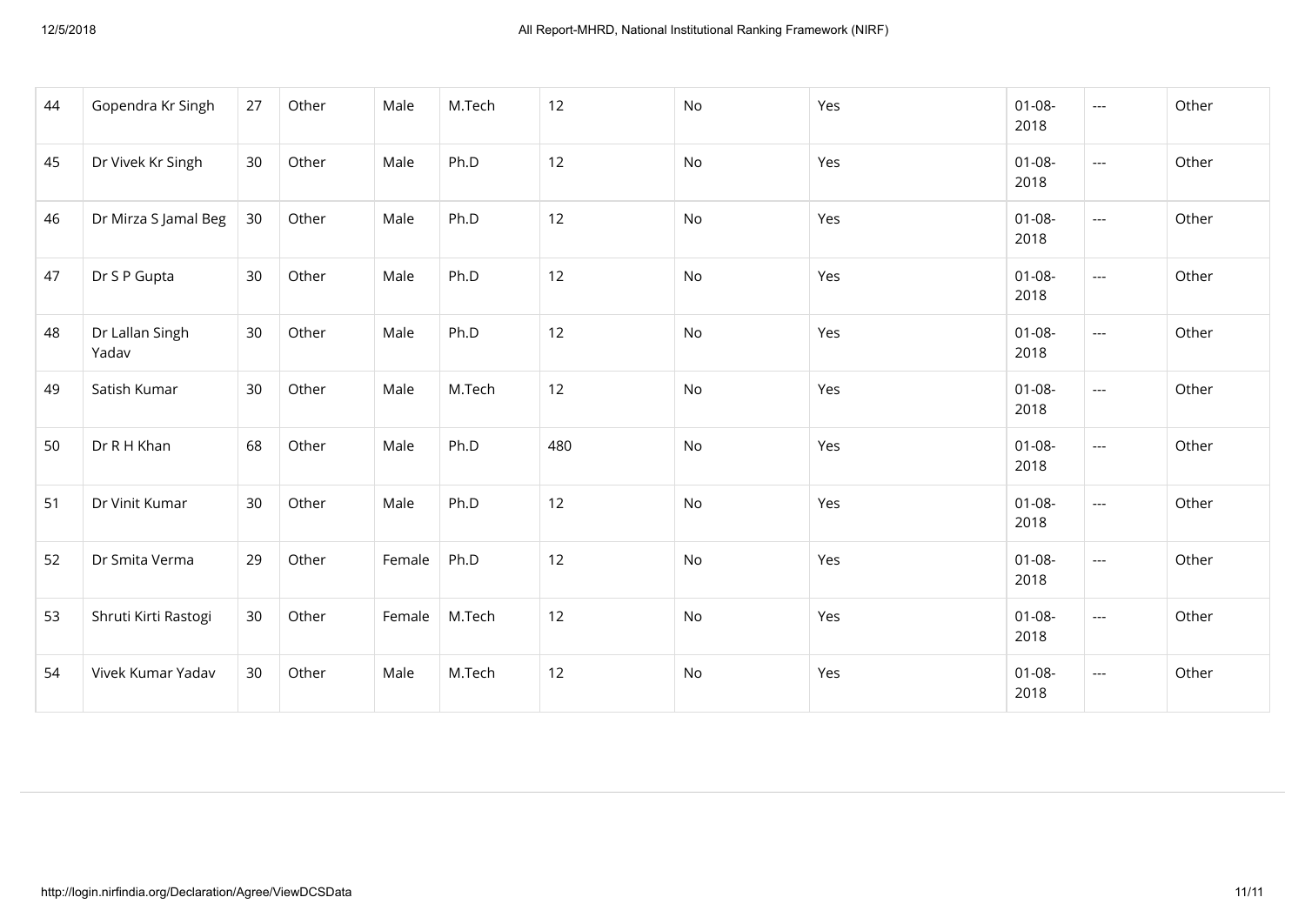| | | | | | | | | | | | |
|---|---|---|---|---|---|---|---|---|---|---|---|
| 44 | Gopendra Kr Singh | 27 | Other | Male | M.Tech | 12 | No | Yes | 01-08-2018 | --- | Other |
| 45 | Dr Vivek Kr Singh | 30 | Other | Male | Ph.D | 12 | No | Yes | 01-08-2018 | --- | Other |
| 46 | Dr Mirza S Jamal Beg | 30 | Other | Male | Ph.D | 12 | No | Yes | 01-08-2018 | --- | Other |
| 47 | Dr S P Gupta | 30 | Other | Male | Ph.D | 12 | No | Yes | 01-08-2018 | --- | Other |
| 48 | Dr Lallan Singh Yadav | 30 | Other | Male | Ph.D | 12 | No | Yes | 01-08-2018 | --- | Other |
| 49 | Satish Kumar | 30 | Other | Male | M.Tech | 12 | No | Yes | 01-08-2018 | --- | Other |
| 50 | Dr R H Khan | 68 | Other | Male | Ph.D | 480 | No | Yes | 01-08-2018 | --- | Other |
| 51 | Dr Vinit Kumar | 30 | Other | Male | Ph.D | 12 | No | Yes | 01-08-2018 | --- | Other |
| 52 | Dr Smita Verma | 29 | Other | Female | Ph.D | 12 | No | Yes | 01-08-2018 | --- | Other |
| 53 | Shruti Kirti Rastogi | 30 | Other | Female | M.Tech | 12 | No | Yes | 01-08-2018 | --- | Other |
| 54 | Vivek Kumar Yadav | 30 | Other | Male | M.Tech | 12 | No | Yes | 01-08-2018 | --- | Other |